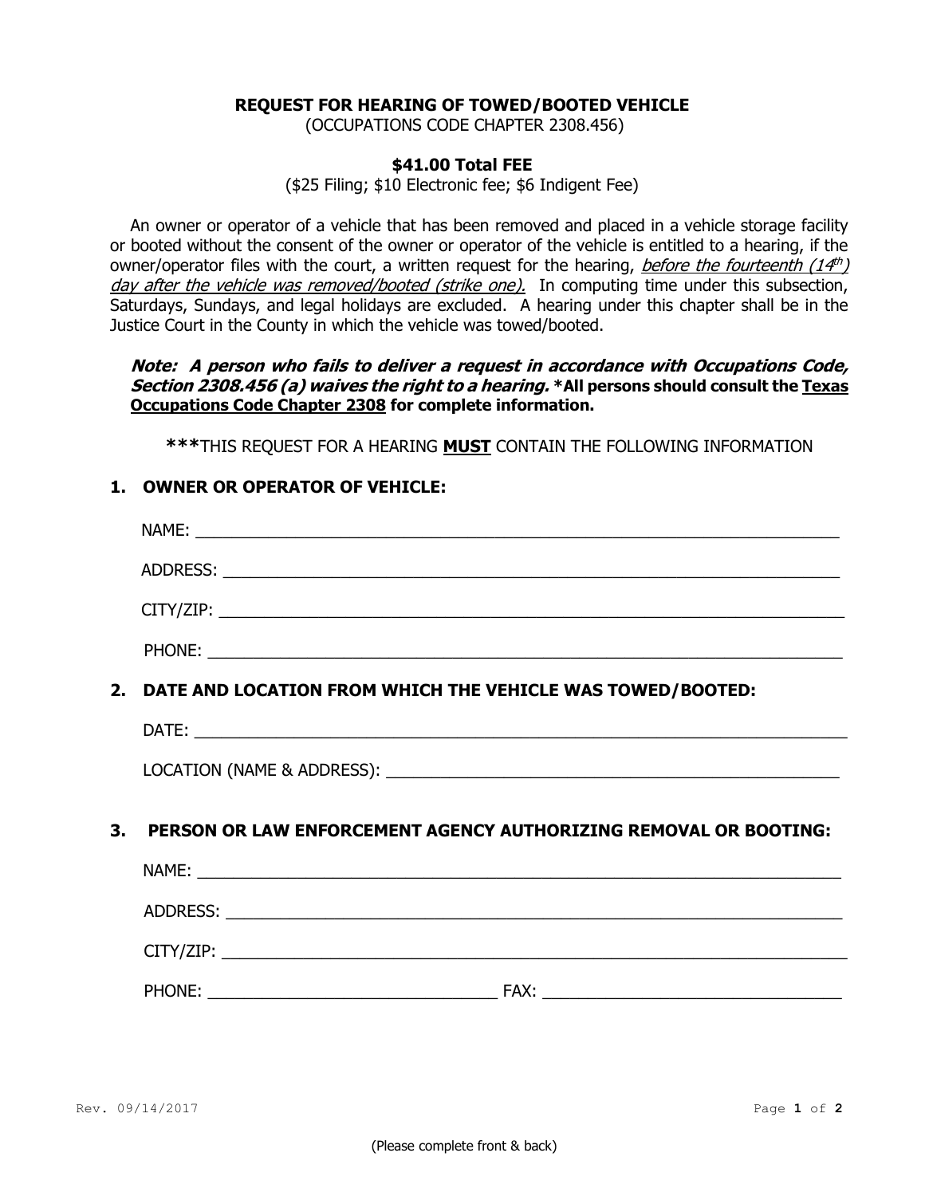# REQUEST FOR HEARING OF TOWED/BOOTED VEHICLE

(OCCUPATIONS CODE CHAPTER 2308.456)

## $41.00 Total FEE

($25 Filing; $10 Electronic fee; $6 Indigent Fee)

An owner or operator of a vehicle that has been removed and placed in a vehicle storage facility or booted without the consent of the owner or operator of the vehicle is entitled to a hearing, if the owner/operator files with the court, a written request for the hearing, *before the fourteenth (14th) day after the vehicle was removed/booted (strike one).* In computing time under this subsection, Saturdays, Sundays, and legal holidays are excluded. A hearing under this chapter shall be in the Justice Court in the County in which the vehicle was towed/booted.

***Note: A person who fails to deliver a request in accordance with Occupations Code, Section 2308.456 (a) waives the right to a hearing.*** **\*All persons should consult the Texas Occupations Code Chapter 2308 for complete information.**

***THIS REQUEST FOR A HEARING **MUST** CONTAIN THE FOLLOWING INFORMATION

### 1. OWNER OR OPERATOR OF VEHICLE:

NAME: ______________________________________________________________

ADDRESS: ___________________________________________________________

CITY/ZIP: ___________________________________________________________

PHONE: _____________________________________________________________

### 2. DATE AND LOCATION FROM WHICH THE VEHICLE WAS TOWED/BOOTED:

DATE: ______________________________________________________________

LOCATION (NAME & ADDRESS): __________________________________________

### 3. PERSON OR LAW ENFORCEMENT AGENCY AUTHORIZING REMOVAL OR BOOTING:

NAME: ______________________________________________________________

ADDRESS: ___________________________________________________________

CITY/ZIP: ___________________________________________________________

PHONE: ____________________________ FAX: ____________________________

Rev. 09/14/2017

(Please complete front & back)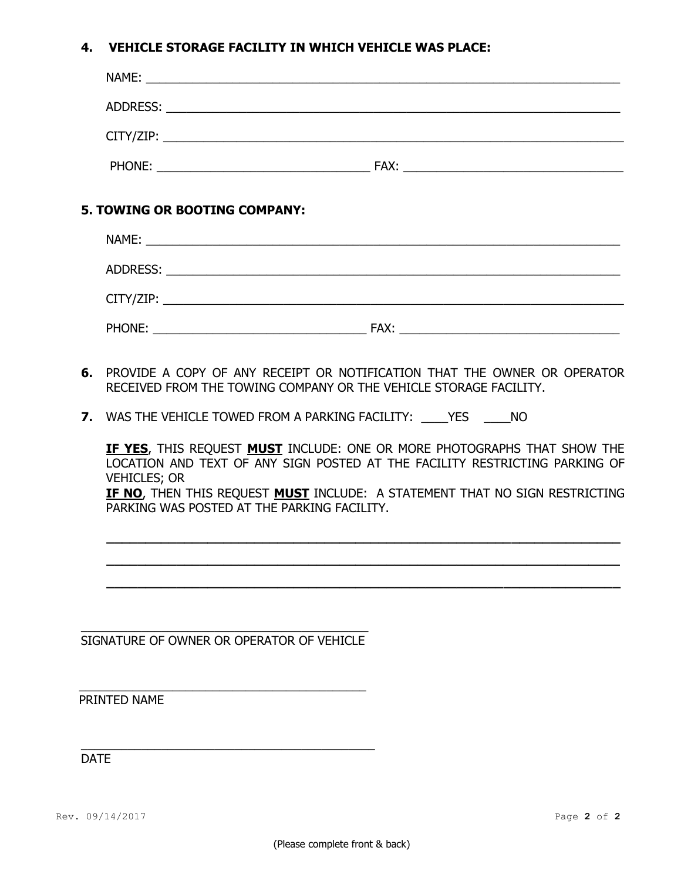**4. VEHICLE STORAGE FACILITY IN WHICH VEHICLE WAS PLACE:**

NAME: ______________________________________________________________________

ADDRESS: ____________________________________________________________________

CITY/ZIP: ____________________________________________________________________

PHONE: _______________________________ FAX: _______________________________

**5. TOWING OR BOOTING COMPANY:**

NAME: ______________________________________________________________________

ADDRESS: ____________________________________________________________________

CITY/ZIP: ____________________________________________________________________

PHONE: _______________________________ FAX: _______________________________

**6.** PROVIDE A COPY OF ANY RECEIPT OR NOTIFICATION THAT THE OWNER OR OPERATOR RECEIVED FROM THE TOWING COMPANY OR THE VEHICLE STORAGE FACILITY.

**7.** WAS THE VEHICLE TOWED FROM A PARKING FACILITY: ____YES ____NO

**IF YES**, THIS REQUEST **MUST** INCLUDE: ONE OR MORE PHOTOGRAPHS THAT SHOW THE LOCATION AND TEXT OF ANY SIGN POSTED AT THE FACILITY RESTRICTING PARKING OF VEHICLES; OR
**IF NO**, THEN THIS REQUEST **MUST** INCLUDE: A STATEMENT THAT NO SIGN RESTRICTING PARKING WAS POSTED AT THE PARKING FACILITY.

______________________________________________________________________

______________________________________________________________________

______________________________________________________________________

_________________________________________
SIGNATURE OF OWNER OR OPERATOR OF VEHICLE

_________________________________________
PRINTED NAME

_________________________________________
DATE

Rev. 09/14/2017

(Please complete front & back)